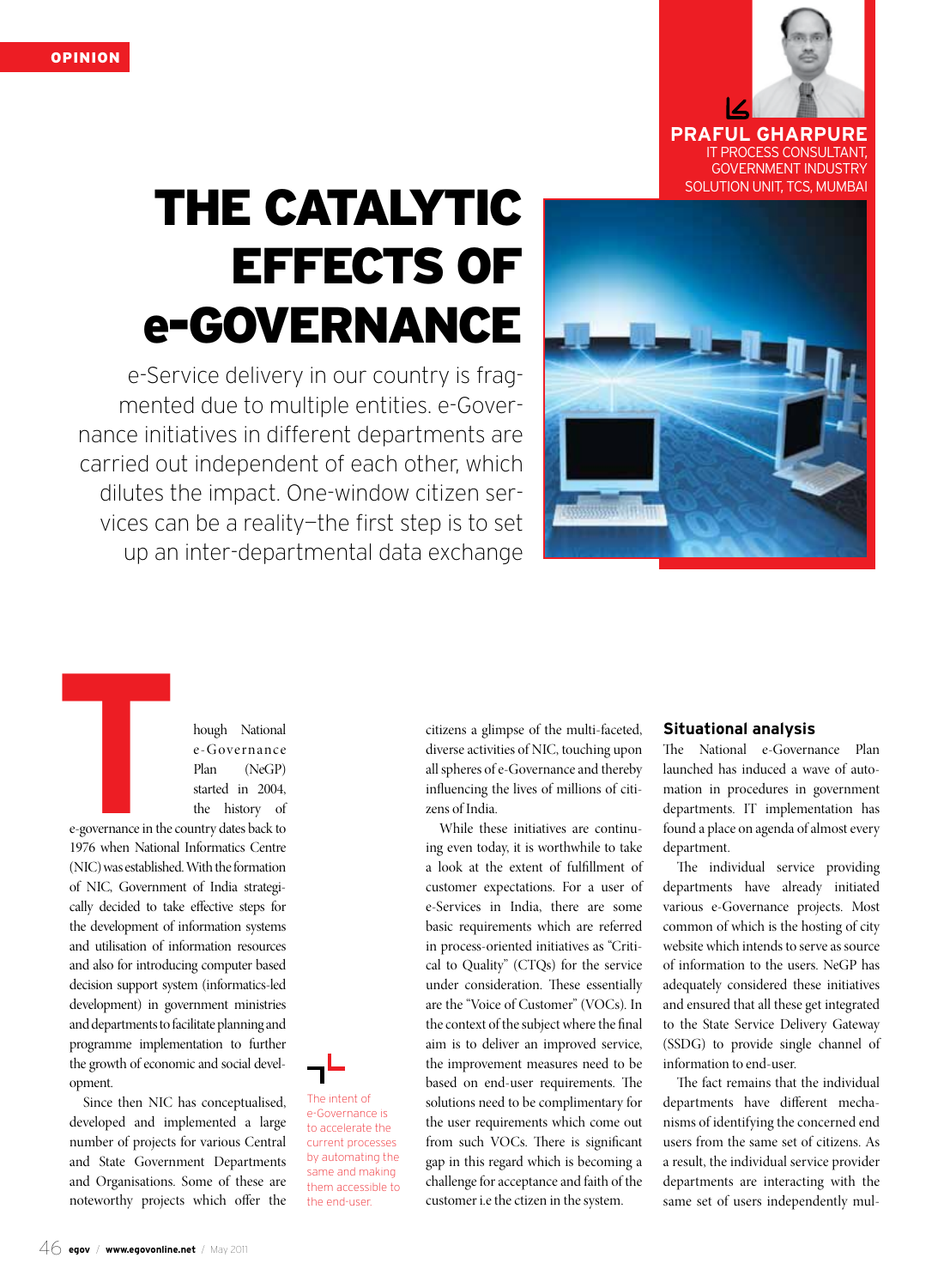OPINION

**PRAFUL GHARPURE**
IT PROCESS CONSULTANT, GOVERNMENT INDUSTRY SOLUTION UNIT, TCS, MUMBAI

# THE CATALYTIC EFFECTS OF e-GOVERNANCE

e-Service delivery in our country is fragmented due to multiple entities. e-Governance initiatives in different departments are carried out independent of each other, which dilutes the impact. One-window citizen services can be a reality—the first step is to set up an inter-departmental data exchange

Though National e-Governance Plan (NeGP) started in 2004, the history of e-governance in the country dates back to 1976 when National Informatics Centre (NIC) was established. With the formation of NIC, Government of India strategically decided to take effective steps for the development of information systems and utilisation of information resources and also for introducing computer based decision support system (informatics-led development) in government ministries and departments to facilitate planning and programme implementation to further the growth of economic and social development.

Since then NIC has conceptualised, developed and implemented a large number of projects for various Central and State Government Departments and Organisations. Some of these are noteworthy projects which offer the citizens a glimpse of the multi-faceted, diverse activities of NIC, touching upon all spheres of e-Governance and thereby influencing the lives of millions of citizens of India.

> The intent of e-Governance is to accelerate the current processes by automating the same and making them accessible to the end-user.

While these initiatives are continuing even today, it is worthwhile to take a look at the extent of fulfillment of customer expectations. For a user of e-Services in India, there are some basic requirements which are referred in process-oriented initiatives as "Critical to Quality" (CTQs) for the service under consideration. These essentially are the "Voice of Customer" (VOCs). In the context of the subject where the final aim is to deliver an improved service, the improvement measures need to be based on end-user requirements. The solutions need to be complimentary for the user requirements which come out from such VOCs. There is significant gap in this regard which is becoming a challenge for acceptance and faith of the customer i.e the citzen in the system.

## Situational analysis

The National e-Governance Plan launched has induced a wave of automation in procedures in government departments. IT implementation has found a place on agenda of almost every department.

The individual service providing departments have already initiated various e-Governance projects. Most common of which is the hosting of city website which intends to serve as source of information to the users. NeGP has adequately considered these initiatives and ensured that all these get integrated to the State Service Delivery Gateway (SSDG) to provide single channel of information to end-user.

The fact remains that the individual departments have different mechanisms of identifying the concerned end users from the same set of citizens. As a result, the individual service provider departments are interacting with the same set of users independently mul-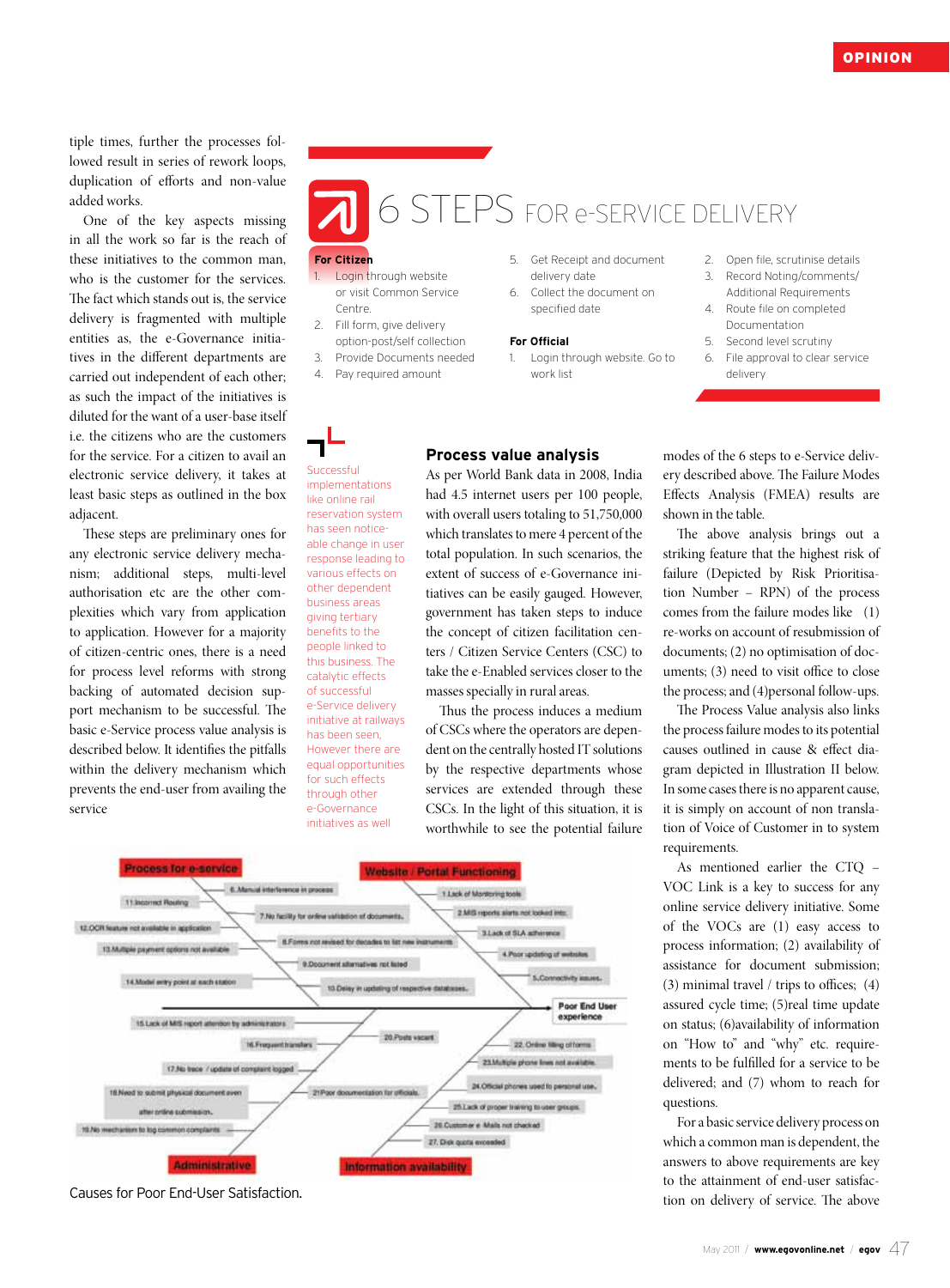tiple times, further the processes followed result in series of rework loops, duplication of efforts and non-value added works.

One of the key aspects missing in all the work so far is the reach of these initiatives to the common man, who is the customer for the services. The fact which stands out is, the service delivery is fragmented with multiple entities as, the e-Governance initiatives in the different departments are carried out independent of each other; as such the impact of the initiatives is diluted for the want of a user-base itself i.e. the citizens who are the customers for the service. For a citizen to avail an electronic service delivery, it takes at least basic steps as outlined in the box adjacent.

These steps are preliminary ones for any electronic service delivery mechanism; additional steps, multi-level authorisation etc are the other complexities which vary from application to application. However for a majority of citizen-centric ones, there is a need for process level reforms with strong backing of automated decision support mechanism to be successful. The basic e-Service process value analysis is described below. It identifies the pitfalls within the delivery mechanism which prevents the end-user from availing the service

## 6 STEPS FOR e-SERVICE DELIVERY

**For Citizen**

1. Login through website or visit Common Service Centre.
2. Fill form, give delivery option-post/self collection
3. Provide Documents needed
4. Pay required amount
5. Get Receipt and document delivery date
6. Collect the document on specified date

**For Official**

1. Login through website. Go to work list
2. Open file, scrutinise details
3. Record Noting/comments/ Additional Requirements
4. Route file on completed Documentation
5. Second level scrutiny
6. File approval to clear service delivery

Successful implementations like online rail reservation system has seen noticeable change in user response leading to various effects on other dependent business areas giving tertiary benefits to the people linked to this business. The catalytic effects of successful e-Service delivery initiative at railways has been seen, However there are equal opportunities for such effects through other e-Governance initiatives as well

### Process value analysis

As per World Bank data in 2008, India had 4.5 internet users per 100 people, with overall users totaling to 51,750,000 which translates to mere 4 percent of the total population. In such scenarios, the extent of success of e-Governance initiatives can be easily gauged. However, government has taken steps to induce the concept of citizen facilitation centers / Citizen Service Centers (CSC) to take the e-Enabled services closer to the masses specially in rural areas.

Thus the process induces a medium of CSCs where the operators are dependent on the centrally hosted IT solutions by the respective departments whose services are extended through these CSCs. In the light of this situation, it is worthwhile to see the potential failure modes of the 6 steps to e-Service delivery described above. The Failure Modes Effects Analysis (FMEA) results are shown in the table.

The above analysis brings out a striking feature that the highest risk of failure (Depicted by Risk Prioritisation Number – RPN) of the process comes from the failure modes like (1) re-works on account of resubmission of documents; (2) no optimisation of documents; (3) need to visit office to close the process; and (4)personal follow-ups.

The Process Value analysis also links the process failure modes to its potential causes outlined in cause & effect diagram depicted in Illustration II below. In some cases there is no apparent cause, it is simply on account of non translation of Voice of Customer in to system requirements.

As mentioned earlier the CTQ – VOC Link is a key to success for any online service delivery initiative. Some of the VOCs are (1) easy access to process information; (2) availability of assistance for document submission; (3) minimal travel / trips to offices; (4) assured cycle time; (5)real time update on status; (6)availability of information on "How to" and "why" etc. requirements to be fulfilled for a service to be delivered; and (7) whom to reach for questions.

For a basic service delivery process on which a common man is dependent, the answers to above requirements are key to the attainment of end-user satisfaction on delivery of service. The above

**Process for e-service**: 6.Manual interference in process; 11.Incorrect Routing; 7.No facility for online validation of documents; 12.OCR feature not available in application; 8.Forms not revised for decades to list new instruments; 13.Multiple payment options not available; 9.Document alternatives not listed; 14.Model entry point at each station; 10.Delay in updating of respective databases.

**Website / Portal Functioning**: 1.Lack of Monitoring tools; 2.MIS reports alerts not looked into; 3.Lack of SLA adherence; 4.Poor updating of websites; 5.Connectivity issues.

**Poor End User experience**

**Administrative**: 15.Lack of MIS report attention by administrators; 16.Frequent transfers; 17.No trace / update of complaint logged; 18.Need to submit physical document even after online submission; 19.No mechanism to log common complaints; 20.Posts vacant; 21.Poor documentation for officials.

**Information availability**: 22.Online filing of forms; 23.Multiple phone lines not available; 24.Official phones used to personal use; 25.Lack of proper training to user groups; 26.Customer e-Mails not checked; 27.Disk quota exceeded.

Causes for Poor End-User Satisfaction.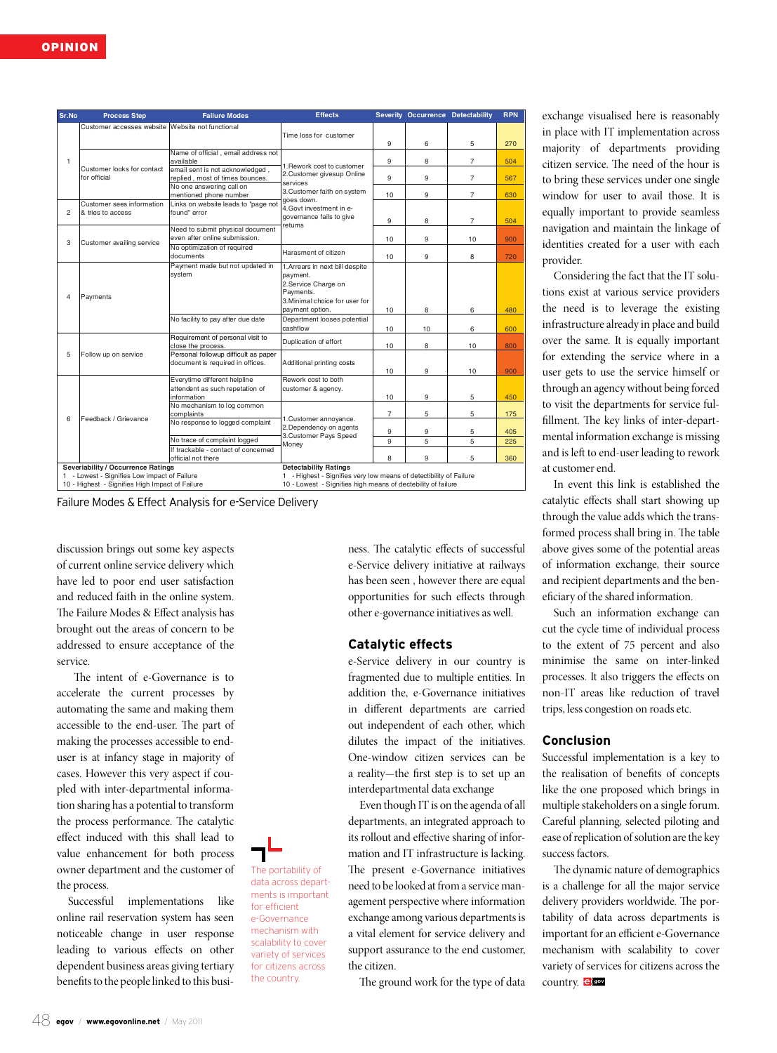| Sr.No | Process Step | Failure Modes | Effects | Severity | Occurrence | Detectability | RPN |
|---|---|---|---|---|---|---|---|
| 1 | Customer accesses website | Website not functional | Time loss for customer | 9 | 6 | 5 | 270 |
| | Customer looks for contact for official | Name of official , email address not available | 1.Rework cost to customer 2.Customer givesup Online services 3.Customer faith on system goes down. 4.Govt investment in e-governance fails to give returns | 9 | 8 | 7 | 504 |
| | | email sent is not acknowledged , replied , most of times bounces. | | 9 | 9 | 7 | 567 |
| | | No one answering call on mentioned phone number | | 10 | 9 | 7 | 630 |
| 2 | Customer sees information & tries to access | Links on website leads to "page not found" error | | 9 | 8 | 7 | 504 |
| 3 | Customer availing service | Need to submit physical document even after online submission. | | 10 | 9 | 10 | 900 |
| | | No optimization of required documents | Harasment of citizen | 10 | 9 | 8 | 720 |
| 4 | Payments | Payment made but not updated in system | 1.Arrears in next bill despite payment. 2.Service Charge on Payments. 3.Minimal choice for user for payment option. | 10 | 8 | 6 | 480 |
| | | No facility to pay after due date | Department looses potential cashflow | 10 | 10 | 6 | 600 |
| 5 | Follow up on service | Requirement of personal visit to close the process. | Duplication of effort | 10 | 8 | 10 | 800 |
| | | Personal followup difficult as paper document is required in offices. | Additional printing costs | 10 | 9 | 10 | 900 |
| 6 | Feedback / Grievance | Everytime different helpline attendent as such repetation of information | Rework cost to both customer & agency. | 10 | 9 | 5 | 450 |
| | | No mechanism to log common complaints | 1.Customer annoyence. 2.Dependency on agents 3.Customer Pays Speed Money | 7 | 5 | 5 | 175 |
| | | No response to logged complaint | | 9 | 9 | 5 | 405 |
| | | No trace of complaint logged | | 9 | 5 | 5 | 225 |
| | | If trackable - contact of concerned official not there | | 8 | 9 | 5 | 360 |

Severiability / Occurence Ratings
1 - Lowest - Signifies Low impact of Failure
10 - Highest - Signifies High Impact of Failure

Detectability Ratings
1 - Highest - Signifies very low means of detectibility of Failure
10 - Lowest - Signifies high means of dectebility of failure

Failure Modes & Effect Analysis for e-Service Delivery

discussion brings out some key aspects of current online service delivery which have led to poor end user satisfaction and reduced faith in the online system. The Failure Modes & Effect analysis has brought out the areas of concern to be addressed to ensure acceptance of the service.

The intent of e-Governance is to accelerate the current processes by automating the same and making them accessible to the end-user. The part of making the processes accessible to end-user is at infancy stage in majority of cases. However this very aspect if coupled with inter-departmental information sharing has a potential to transform the process performance. The catalytic effect induced with this shall lead to value enhancement for both process owner department and the customer of the process.

Successful implementations like online rail reservation system has seen noticeable change in user response leading to various effects on other dependent business areas giving tertiary benefits to the people linked to this business. The catalytic effects of successful e-Service delivery initiative at railways has been seen , however there are equal opportunities for such effects through other e-governance initiatives as well.

> The portability of data across departments is important for efficient e-Governance mechanism with scalability to cover variety of services for citizens across the country.

## Catalytic effects

e-Service delivery in our country is fragmented due to multiple entities. In addition the, e-Governance initiatives in different departments are carried out independent of each other, which dilutes the impact of the initiatives. One-window citizen services can be a reality—the first step is to set up an interdepartmental data exchange

Even though IT is on the agenda of all departments, an integrated approach to its rollout and effective sharing of information and IT infrastructure is lacking. The present e-Governance initiatives need to be looked at from a service management perspective where information exchange among various departments is a vital element for service delivery and support assurance to the end customer, the citizen.

The ground work for the type of data exchange visualised here is reasonably in place with IT implementation across majority of departments providing citizen service. The need of the hour is to bring these services under one single window for user to avail those. It is equally important to provide seamless navigation and maintain the linkage of identities created for a user with each provider.

Considering the fact that the IT solutions exist at various service providers the need is to leverage the existing infrastructure already in place and build over the same. It is equally important for extending the service where in a user gets to use the service himself or through an agency without being forced to visit the departments for service fulfillment. The key links of inter-departmental information exchange is missing and is left to end-user leading to rework at customer end.

In event this link is established the catalytic effects shall start showing up through the value adds which the transformed process shall bring in. The table above gives some of the potential areas of information exchange, their source and recipient departments and the beneficiary of the shared information.

Such an information exchange can cut the cycle time of individual process to the extent of 75 percent and also minimise the same on inter-linked processes. It also triggers the effects on non-IT areas like reduction of travel trips, less congestion on roads etc.

## Conclusion

Successful implementation is a key to the realisation of benefits of concepts like the one proposed which brings in multiple stakeholders on a single forum. Careful planning, selected piloting and ease of replication of solution are the key success factors.

The dynamic nature of demographics is a challenge for all the major service delivery providers worldwide. The portability of data across departments is important for an efficient e-Governance mechanism with scalability to cover variety of services for citizens across the country.